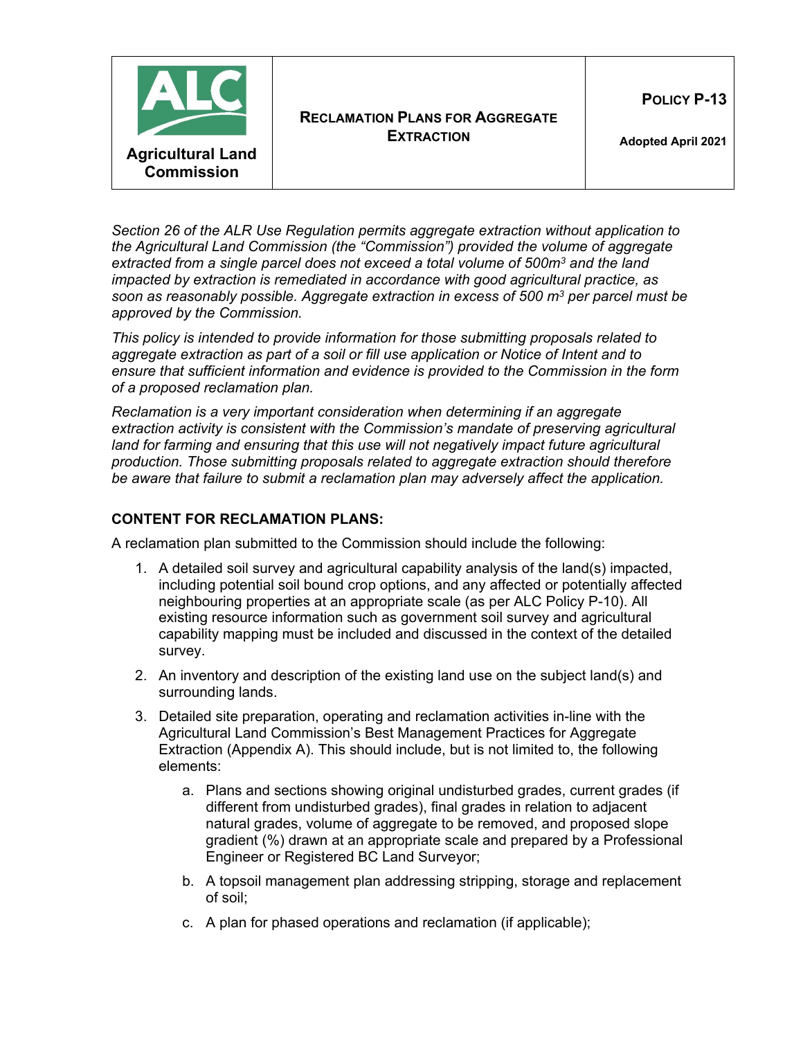| Agricultural Land Commission | **RECLAMATION PLANS FOR AGGREGATE EXTRACTION** | **POLICY P-13** **Adopted April 2021** |
|---|---|---|

*Section 26 of the ALR Use Regulation permits aggregate extraction without application to the Agricultural Land Commission (the "Commission") provided the volume of aggregate extracted from a single parcel does not exceed a total volume of 500m$^3$ and the land impacted by extraction is remediated in accordance with good agricultural practice, as soon as reasonably possible. Aggregate extraction in excess of 500 m$^3$ per parcel must be approved by the Commission.*

*This policy is intended to provide information for those submitting proposals related to aggregate extraction as part of a soil or fill use application or Notice of Intent and to ensure that sufficient information and evidence is provided to the Commission in the form of a proposed reclamation plan.*

*Reclamation is a very important consideration when determining if an aggregate extraction activity is consistent with the Commission's mandate of preserving agricultural land for farming and ensuring that this use will not negatively impact future agricultural production. Those submitting proposals related to aggregate extraction should therefore be aware that failure to submit a reclamation plan may adversely affect the application.*

## CONTENT FOR RECLAMATION PLANS:

A reclamation plan submitted to the Commission should include the following:

1. A detailed soil survey and agricultural capability analysis of the land(s) impacted, including potential soil bound crop options, and any affected or potentially affected neighbouring properties at an appropriate scale (as per ALC Policy P-10). All existing resource information such as government soil survey and agricultural capability mapping must be included and discussed in the context of the detailed survey.
2. An inventory and description of the existing land use on the subject land(s) and surrounding lands.
3. Detailed site preparation, operating and reclamation activities in-line with the Agricultural Land Commission's Best Management Practices for Aggregate Extraction (Appendix A). This should include, but is not limited to, the following elements:
    a. Plans and sections showing original undisturbed grades, current grades (if different from undisturbed grades), final grades in relation to adjacent natural grades, volume of aggregate to be removed, and proposed slope gradient (%) drawn at an appropriate scale and prepared by a Professional Engineer or Registered BC Land Surveyor;
    b. A topsoil management plan addressing stripping, storage and replacement of soil;
    c. A plan for phased operations and reclamation (if applicable);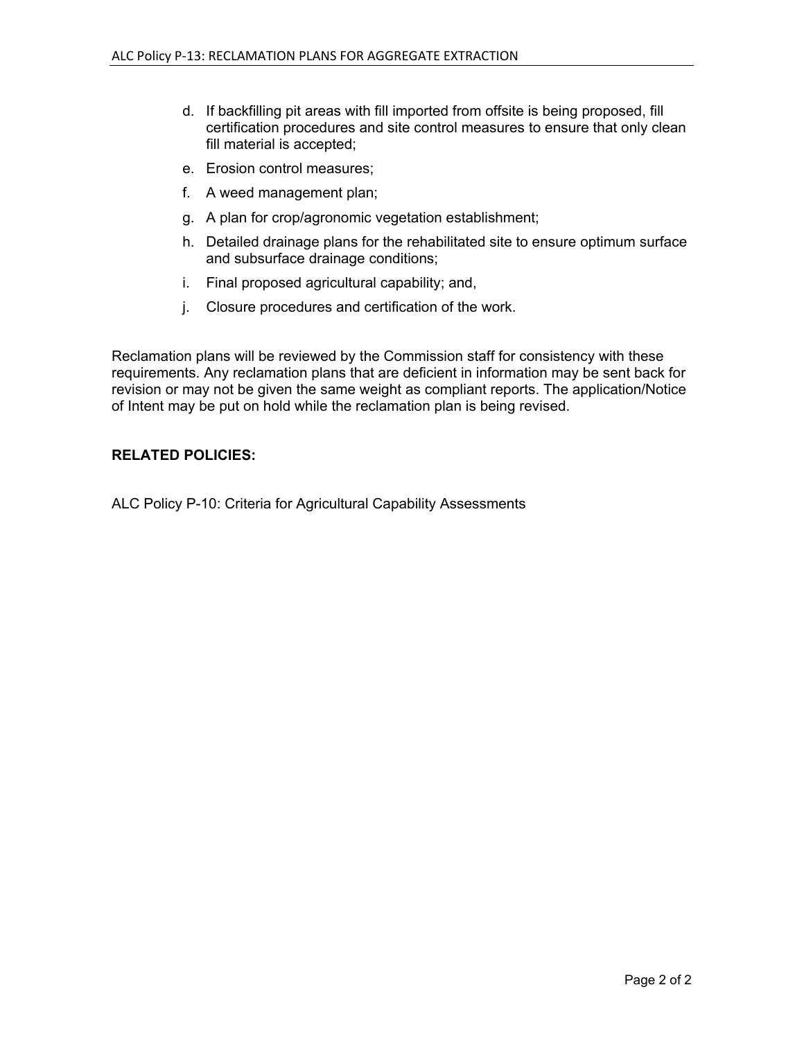d. If backfilling pit areas with fill imported from offsite is being proposed, fill certification procedures and site control measures to ensure that only clean fill material is accepted;
e. Erosion control measures;
f. A weed management plan;
g. A plan for crop/agronomic vegetation establishment;
h. Detailed drainage plans for the rehabilitated site to ensure optimum surface and subsurface drainage conditions;
i. Final proposed agricultural capability; and,
j. Closure procedures and certification of the work.

Reclamation plans will be reviewed by the Commission staff for consistency with these requirements. Any reclamation plans that are deficient in information may be sent back for revision or may not be given the same weight as compliant reports. The application/Notice of Intent may be put on hold while the reclamation plan is being revised.

**RELATED POLICIES:**

ALC Policy P-10: Criteria for Agricultural Capability Assessments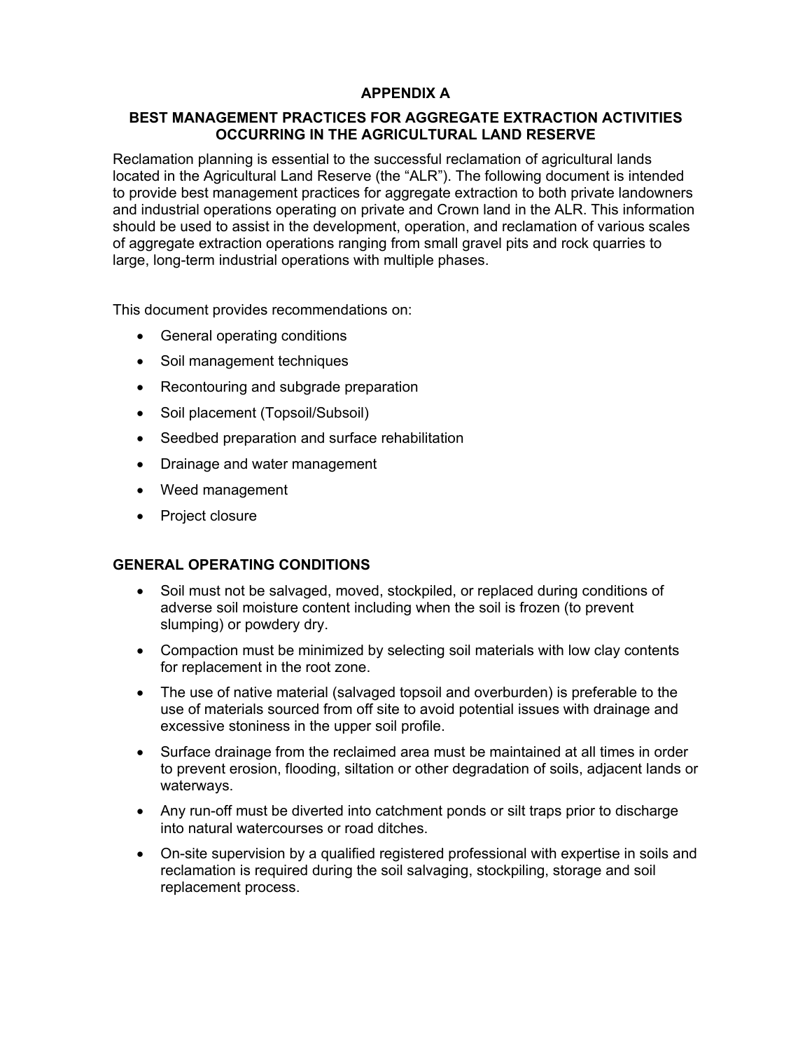# APPENDIX A

## BEST MANAGEMENT PRACTICES FOR AGGREGATE EXTRACTION ACTIVITIES OCCURRING IN THE AGRICULTURAL LAND RESERVE

Reclamation planning is essential to the successful reclamation of agricultural lands located in the Agricultural Land Reserve (the "ALR"). The following document is intended to provide best management practices for aggregate extraction to both private landowners and industrial operations operating on private and Crown land in the ALR. This information should be used to assist in the development, operation, and reclamation of various scales of aggregate extraction operations ranging from small gravel pits and rock quarries to large, long-term industrial operations with multiple phases.

This document provides recommendations on:

- General operating conditions
- Soil management techniques
- Recontouring and subgrade preparation
- Soil placement (Topsoil/Subsoil)
- Seedbed preparation and surface rehabilitation
- Drainage and water management
- Weed management
- Project closure

## GENERAL OPERATING CONDITIONS

- Soil must not be salvaged, moved, stockpiled, or replaced during conditions of adverse soil moisture content including when the soil is frozen (to prevent slumping) or powdery dry.
- Compaction must be minimized by selecting soil materials with low clay contents for replacement in the root zone.
- The use of native material (salvaged topsoil and overburden) is preferable to the use of materials sourced from off site to avoid potential issues with drainage and excessive stoniness in the upper soil profile.
- Surface drainage from the reclaimed area must be maintained at all times in order to prevent erosion, flooding, siltation or other degradation of soils, adjacent lands or waterways.
- Any run-off must be diverted into catchment ponds or silt traps prior to discharge into natural watercourses or road ditches.
- On-site supervision by a qualified registered professional with expertise in soils and reclamation is required during the soil salvaging, stockpiling, storage and soil replacement process.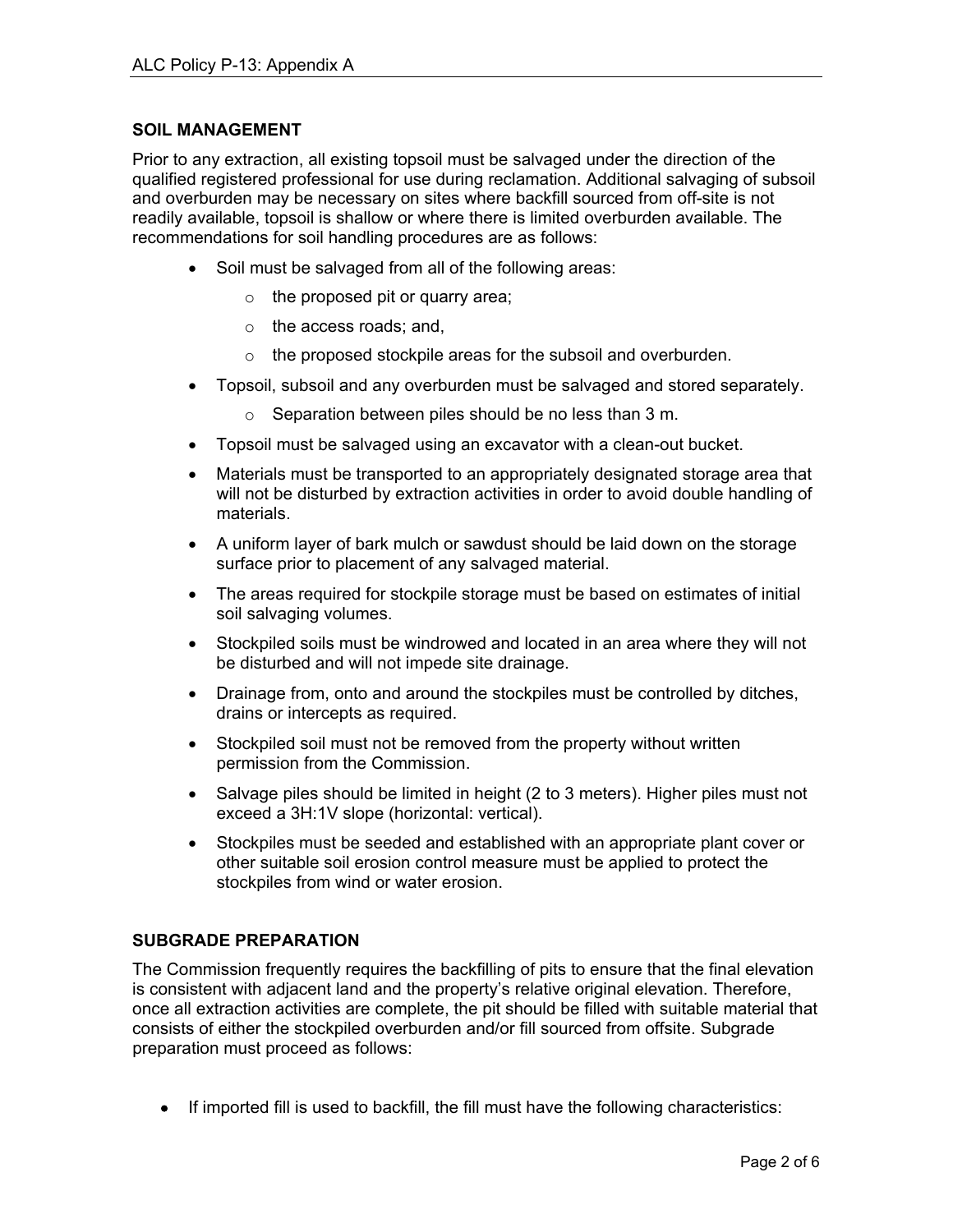## SOIL MANAGEMENT

Prior to any extraction, all existing topsoil must be salvaged under the direction of the qualified registered professional for use during reclamation. Additional salvaging of subsoil and overburden may be necessary on sites where backfill sourced from off-site is not readily available, topsoil is shallow or where there is limited overburden available. The recommendations for soil handling procedures are as follows:

- Soil must be salvaged from all of the following areas:
  - the proposed pit or quarry area;
  - the access roads; and,
  - the proposed stockpile areas for the subsoil and overburden.
- Topsoil, subsoil and any overburden must be salvaged and stored separately.
  - Separation between piles should be no less than 3 m.
- Topsoil must be salvaged using an excavator with a clean-out bucket.
- Materials must be transported to an appropriately designated storage area that will not be disturbed by extraction activities in order to avoid double handling of materials.
- A uniform layer of bark mulch or sawdust should be laid down on the storage surface prior to placement of any salvaged material.
- The areas required for stockpile storage must be based on estimates of initial soil salvaging volumes.
- Stockpiled soils must be windrowed and located in an area where they will not be disturbed and will not impede site drainage.
- Drainage from, onto and around the stockpiles must be controlled by ditches, drains or intercepts as required.
- Stockpiled soil must not be removed from the property without written permission from the Commission.
- Salvage piles should be limited in height (2 to 3 meters). Higher piles must not exceed a 3H:1V slope (horizontal: vertical).
- Stockpiles must be seeded and established with an appropriate plant cover or other suitable soil erosion control measure must be applied to protect the stockpiles from wind or water erosion.

## SUBGRADE PREPARATION

The Commission frequently requires the backfilling of pits to ensure that the final elevation is consistent with adjacent land and the property's relative original elevation. Therefore, once all extraction activities are complete, the pit should be filled with suitable material that consists of either the stockpiled overburden and/or fill sourced from offsite. Subgrade preparation must proceed as follows:

- If imported fill is used to backfill, the fill must have the following characteristics: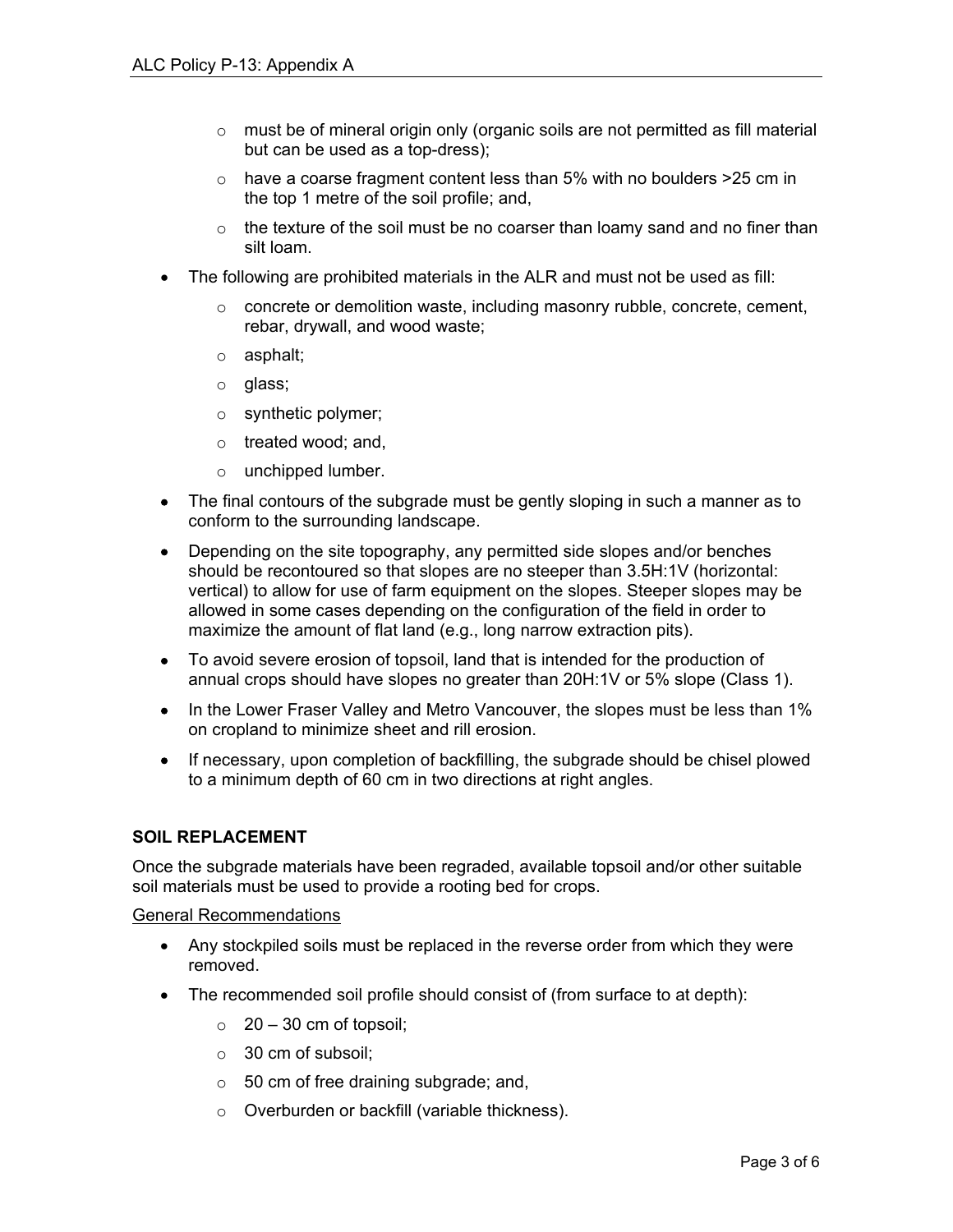- must be of mineral origin only (organic soils are not permitted as fill material but can be used as a top-dress);
  - have a coarse fragment content less than 5% with no boulders >25 cm in the top 1 metre of the soil profile; and,
  - the texture of the soil must be no coarser than loamy sand and no finer than silt loam.
- The following are prohibited materials in the ALR and must not be used as fill:
  - concrete or demolition waste, including masonry rubble, concrete, cement, rebar, drywall, and wood waste;
  - asphalt;
  - glass;
  - synthetic polymer;
  - treated wood; and,
  - unchipped lumber.
- The final contours of the subgrade must be gently sloping in such a manner as to conform to the surrounding landscape.
- Depending on the site topography, any permitted side slopes and/or benches should be recontoured so that slopes are no steeper than 3.5H:1V (horizontal: vertical) to allow for use of farm equipment on the slopes. Steeper slopes may be allowed in some cases depending on the configuration of the field in order to maximize the amount of flat land (e.g., long narrow extraction pits).
- To avoid severe erosion of topsoil, land that is intended for the production of annual crops should have slopes no greater than 20H:1V or 5% slope (Class 1).
- In the Lower Fraser Valley and Metro Vancouver, the slopes must be less than 1% on cropland to minimize sheet and rill erosion.
- If necessary, upon completion of backfilling, the subgrade should be chisel plowed to a minimum depth of 60 cm in two directions at right angles.

## SOIL REPLACEMENT

Once the subgrade materials have been regraded, available topsoil and/or other suitable soil materials must be used to provide a rooting bed for crops.

General Recommendations

- Any stockpiled soils must be replaced in the reverse order from which they were removed.
- The recommended soil profile should consist of (from surface to at depth):
  - 20 – 30 cm of topsoil;
  - 30 cm of subsoil;
  - 50 cm of free draining subgrade; and,
  - Overburden or backfill (variable thickness).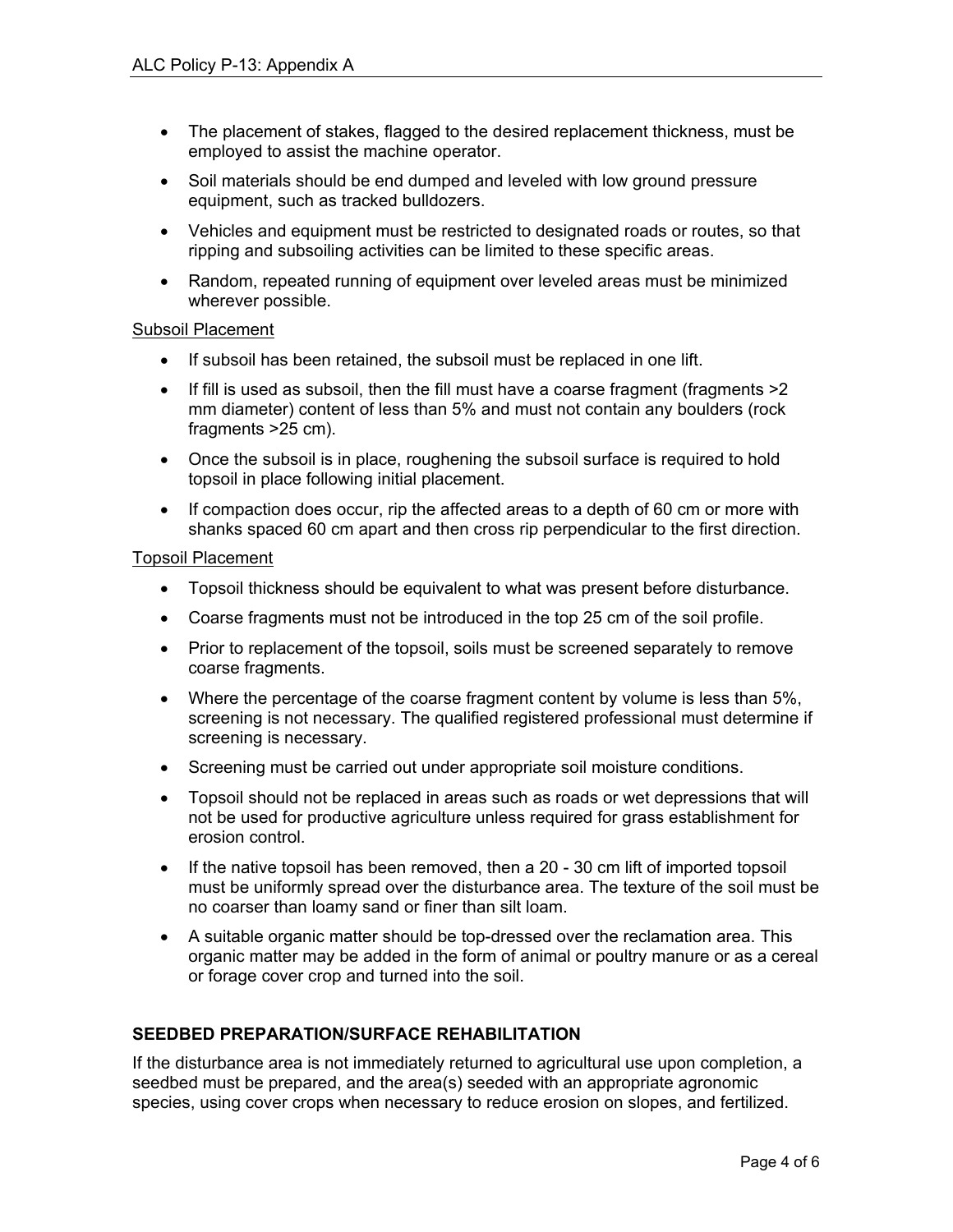- The placement of stakes, flagged to the desired replacement thickness, must be employed to assist the machine operator.
- Soil materials should be end dumped and leveled with low ground pressure equipment, such as tracked bulldozers.
- Vehicles and equipment must be restricted to designated roads or routes, so that ripping and subsoiling activities can be limited to these specific areas.
- Random, repeated running of equipment over leveled areas must be minimized wherever possible.

<u>Subsoil Placement</u>

- If subsoil has been retained, the subsoil must be replaced in one lift.
- If fill is used as subsoil, then the fill must have a coarse fragment (fragments >2 mm diameter) content of less than 5% and must not contain any boulders (rock fragments >25 cm).
- Once the subsoil is in place, roughening the subsoil surface is required to hold topsoil in place following initial placement.
- If compaction does occur, rip the affected areas to a depth of 60 cm or more with shanks spaced 60 cm apart and then cross rip perpendicular to the first direction.

<u>Topsoil Placement</u>

- Topsoil thickness should be equivalent to what was present before disturbance.
- Coarse fragments must not be introduced in the top 25 cm of the soil profile.
- Prior to replacement of the topsoil, soils must be screened separately to remove coarse fragments.
- Where the percentage of the coarse fragment content by volume is less than 5%, screening is not necessary. The qualified registered professional must determine if screening is necessary.
- Screening must be carried out under appropriate soil moisture conditions.
- Topsoil should not be replaced in areas such as roads or wet depressions that will not be used for productive agriculture unless required for grass establishment for erosion control.
- If the native topsoil has been removed, then a 20 - 30 cm lift of imported topsoil must be uniformly spread over the disturbance area. The texture of the soil must be no coarser than loamy sand or finer than silt loam.
- A suitable organic matter should be top-dressed over the reclamation area. This organic matter may be added in the form of animal or poultry manure or as a cereal or forage cover crop and turned into the soil.

**SEEDBED PREPARATION/SURFACE REHABILITATION**

If the disturbance area is not immediately returned to agricultural use upon completion, a seedbed must be prepared, and the area(s) seeded with an appropriate agronomic species, using cover crops when necessary to reduce erosion on slopes, and fertilized.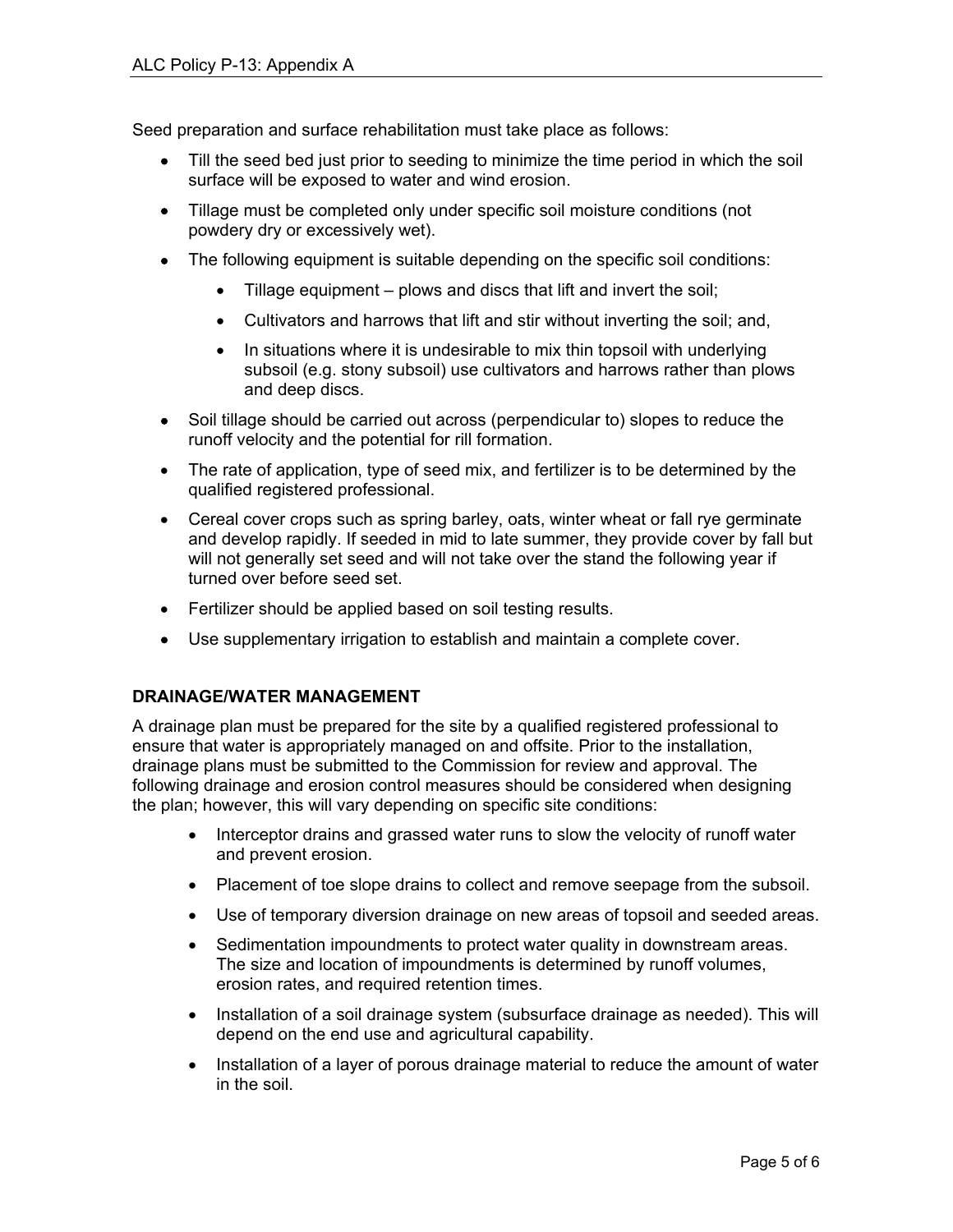Seed preparation and surface rehabilitation must take place as follows:

- Till the seed bed just prior to seeding to minimize the time period in which the soil surface will be exposed to water and wind erosion.
- Tillage must be completed only under specific soil moisture conditions (not powdery dry or excessively wet).
- The following equipment is suitable depending on the specific soil conditions:
  - Tillage equipment – plows and discs that lift and invert the soil;
  - Cultivators and harrows that lift and stir without inverting the soil; and,
  - In situations where it is undesirable to mix thin topsoil with underlying subsoil (e.g. stony subsoil) use cultivators and harrows rather than plows and deep discs.
- Soil tillage should be carried out across (perpendicular to) slopes to reduce the runoff velocity and the potential for rill formation.
- The rate of application, type of seed mix, and fertilizer is to be determined by the qualified registered professional.
- Cereal cover crops such as spring barley, oats, winter wheat or fall rye germinate and develop rapidly. If seeded in mid to late summer, they provide cover by fall but will not generally set seed and will not take over the stand the following year if turned over before seed set.
- Fertilizer should be applied based on soil testing results.
- Use supplementary irrigation to establish and maintain a complete cover.

**DRAINAGE/WATER MANAGEMENT**

A drainage plan must be prepared for the site by a qualified registered professional to ensure that water is appropriately managed on and offsite. Prior to the installation, drainage plans must be submitted to the Commission for review and approval. The following drainage and erosion control measures should be considered when designing the plan; however, this will vary depending on specific site conditions:

- Interceptor drains and grassed water runs to slow the velocity of runoff water and prevent erosion.
- Placement of toe slope drains to collect and remove seepage from the subsoil.
- Use of temporary diversion drainage on new areas of topsoil and seeded areas.
- Sedimentation impoundments to protect water quality in downstream areas. The size and location of impoundments is determined by runoff volumes, erosion rates, and required retention times.
- Installation of a soil drainage system (subsurface drainage as needed). This will depend on the end use and agricultural capability.
- Installation of a layer of porous drainage material to reduce the amount of water in the soil.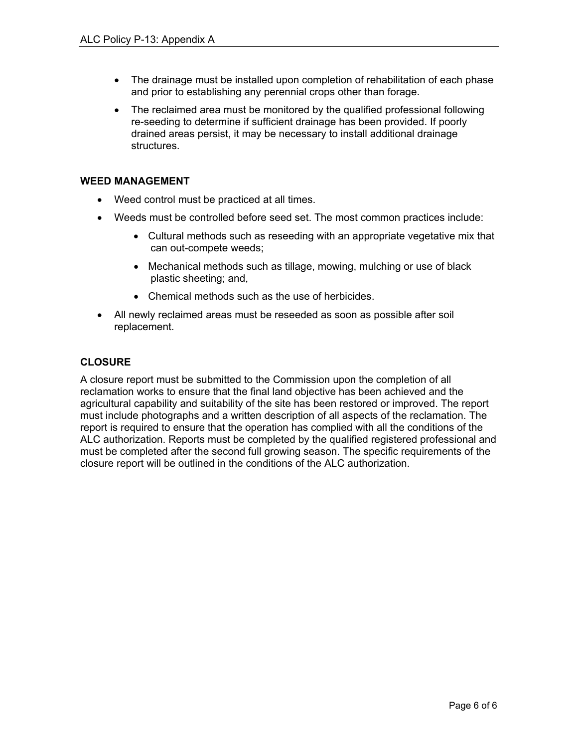- The drainage must be installed upon completion of rehabilitation of each phase and prior to establishing any perennial crops other than forage.
- The reclaimed area must be monitored by the qualified professional following re-seeding to determine if sufficient drainage has been provided. If poorly drained areas persist, it may be necessary to install additional drainage structures.

**WEED MANAGEMENT**

- Weed control must be practiced at all times.
- Weeds must be controlled before seed set. The most common practices include:
  - Cultural methods such as reseeding with an appropriate vegetative mix that can out-compete weeds;
  - Mechanical methods such as tillage, mowing, mulching or use of black plastic sheeting; and,
  - Chemical methods such as the use of herbicides.
- All newly reclaimed areas must be reseeded as soon as possible after soil replacement.

**CLOSURE**

A closure report must be submitted to the Commission upon the completion of all reclamation works to ensure that the final land objective has been achieved and the agricultural capability and suitability of the site has been restored or improved. The report must include photographs and a written description of all aspects of the reclamation. The report is required to ensure that the operation has complied with all the conditions of the ALC authorization. Reports must be completed by the qualified registered professional and must be completed after the second full growing season. The specific requirements of the closure report will be outlined in the conditions of the ALC authorization.